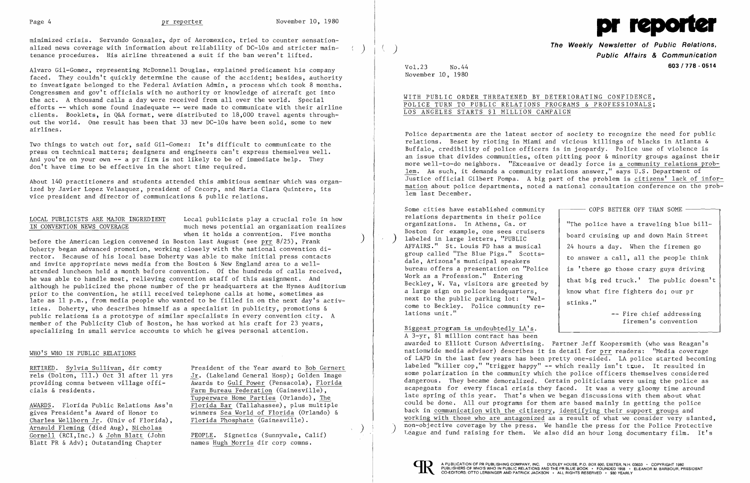minimized crisis. Servando Gonzalez, dpr of Aeromexico, tried to counter sensationalized news coverage with information about reliability of DC-10s and stricter maintenance procedures. His airline threatened a suit if the ban weren't lifted.

Alvaro Gil-Gomez, representing McDonnell Douglas, explained predicament his company faced. They couldn't quickly determine the cause of the accident; besides, authority to investigate belonged to the Federal Aviation Admin, a process which took 8 months. Congressmen and gov't officials with no authority or knowledge of aircraft got into the act. A thousand calls a day were received from all over the world. Special efforts -- which some found inadequate -- were made to communicate with their airline clients. Booklets, in Q&A format, were distributed to 18,000 travel agents throughout the world. One result has been that 33 new DC-10s have been sold, some to new airlines.

Two things to watch out for, said Gil-Gomez: It's difficult to communicate to the press on technical matters; designers and engineers can't express themselves well. And you're on your own -- a pr firm is not likely to be of immediate help. They don't have time to be effective in the short time required.

About 140 practitioners and students attended this ambitious seminar which was organized by Javier Lopez Velasquez, president of Cecorp, and Maria Clara Quintero, its vice president and director of communications & public relations.

**LOCAL PUBLICISTS ARE MAJOR INGREDIENT IN CONVENTION NEWS COVERAGE** Local publicists play a crucial role in how much news potential an organization realizes when it holds a convention. Five months before the American Legion convened in Boston last August (see prr 8/25), Frank Doherty began advanced promotion, working closely with the national convention director. Because of his local base Doherty was able to make initial press contacts and invite appropriate news media from the Boston & New England area to a well-attended luncheon held a month before convention. Of the hundreds of calls received, he was able to handle most, relieving convention staff of this assignment. And although he publicized the phone number of the pr headquarters at the Hynes Auditorium prior to the convention, he still received telephone calls at home, sometimes as late as 11 p.m., from media people who wanted to be filled in on the next day's activities. Doherty, who describes himself as a specialist in publicity, promotions & public relations is a prototype of similar specialists in every convention city. A member of the Publicity Club of Boston, he has worked at his craft for 23 years, specializing in small service accounts to which he gives personal attention.

## WHO'S WHO IN PUBLIC RELATIONS

RETIRED. Sylvia Sullivan, dir comty rels (Dolton, Ill.) Oct 31 after 11 yrs providing comns between village officials & residents.

AWARDS. Florida Public Relations Ass'n gives President's Award of Honor to Charles Wellborn Jr. (Univ of Florida), Arnauld Fleming (died Aug), Nicholas Gornell (RCI,Inc.) & John Blatt (John Blatt PR & Adv); Outstanding Chapter President of the Year award to Bob Gernert Jr. (Lakeland General Hosp); Golden Image Awards to Gulf Power (Pensacola), Florida Farm Bureau Federation (Gainesville), Tupperware Home Parties (Orlando), The Florida Bar (Tallahassee), plus multiple winners Sea World of Florida (Orlando) & Florida Phosphate (Gainesville).

PEOPLE. Signetics (Sunnyvale, Calif) names Hugh Morris dir corp comns.

# pr reporter

**The Weekly Newsletter of Public Relations, Public Affairs & Communication**

603 / 778 - 0514

Vol.23 No.44
November 10, 1980

## WITH PUBLIC ORDER THREATENED BY DETERIORATING CONFIDENCE, POLICE TURN TO PUBLIC RELATIONS PROGRAMS & PROFESSIONALS; LOS ANGELES STARTS $1 MILLION CAMPAIGN

Police departments are the latest sector of society to recognize the need for public relations. Beset by rioting in Miami and vicious killings of blacks in Atlanta & Buffalo, credibility of police officers is in jeopardy. Police use of violence is an issue that divides communities, often pitting poor & minority groups against their more well-to-do neighbors. "Excessive or deadly force is a community relations problem. As such, it demands a community relations answer," says U.S. Department of Justice official Gilbert Pompa. A big part of the problem is citizens' lack of information about police departments, noted a national consultation conference on the problem last December.

Some cities have established community relations departments in their police organizations. In Athens, Ga. or Boston for example, one sees cruisers labeled in large letters, "PUBLIC AFFAIRS." St. Louis PD has a musical group called "The Blue Pigs." Scottsdale, Arizona's municipal speakers bureau offers a presentation on "Police Work as a Profession." Entering Beckley, W. Va, visitors are greeted by a large sign on police headquarters, next to the public parking lot: "Welcome to Beckley. Police community relations unit."

> **COPS BETTER OFF THAN SOME**
>
> "The police have a traveling blue billboard cruising up and down Main Street 24 hours a day. When the firemen go to answer a call, all the people think is 'there go those crazy guys driving that big red truck.' The public doesn't know what fire fighters do; our pr stinks."
>
> -- Fire chief addressing firemen's convention

Biggest program is undoubtedly LA's. A 3-yr, $1 million contract has been awarded to Elliott Curson Advertising. Partner Jeff Koopersmith (who was Reagan's nationwide media advisor) describes it in detail for prr readers: "Media coverage of LAPD in the last few years has been pretty one-sided. LA police started becoming labeled "killer cop," "trigger happy" -- which really isn't true. It resulted in some polarization in the community which the police officers themselves considered dangerous. They became demoralized. Certain politicians were using the police as scapegoats for every fiscal crisis they faced. It was a very gloomy time around late spring of this year. That's when we began discussions with them about what could be done. All our programs for them are based mainly in getting the police back in communication with the citizenry, identifying their support groups and working with those who are antagonized as a result of what we consider very slanted, non-objective coverage by the press. We handle the press for the Police Protective League and fund raising for them. We also did an hour long documentary film. It's

A PUBLICATION OF PR PUBLISHING COMPANY, INC. DUDLEY HOUSE, P.O. BOX 600, EXETER, N.H. 03833 • COPYRIGHT 1980 PUBLISHERS OF WHO'S WHO IN PUBLIC RELATIONS AND THE PR BLUE BOOK • FOUNDED 1958 • ELEANOR M. BARBOUR, PRESIDENT CO-EDITORS: OTTO LERBINGER AND PATRICK JACKSON • ALL RIGHTS RESERVED • $80 YEARLY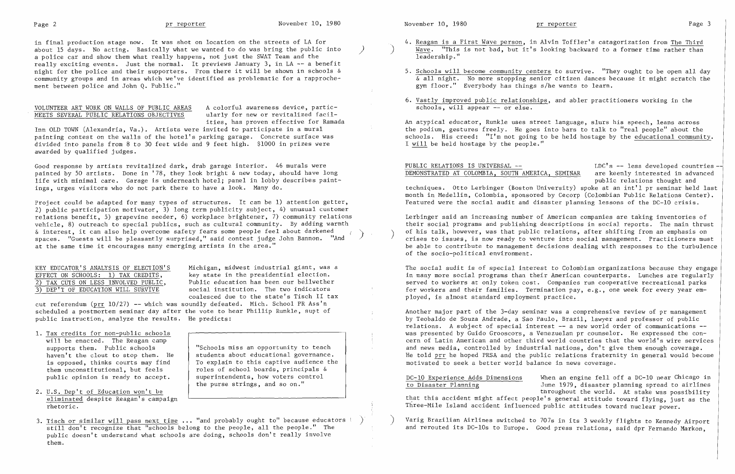in final production stage now. It was shot on location on the streets of LA for about 15 days. No acting. Basically what we wanted to do was bring the public into a police car and show them what really happens, not just the SWAT Team and the really exciting events. Just the normal. It previews January 3, in LA -- a benefit night for the police and their supporters. From there it will be shown in schools & community groups and in areas which we've identified as problematic for a rapprochement between police and John Q. Public."

## VOLUNTEER ART WORK ON WALLS OF PUBLIC AREAS MEETS SEVERAL PUBLIC RELATIONS OBJECTIVES

A colorful awareness device, particularly for new or revitalized facilities, has proven effective for Ramada Inn OLD TOWN (Alexandria, Va.). Artists were invited to participate in a mural painting contest on the walls of the hotel's parking garage. Concrete surface was divided into panels from 8 to 30 feet wide and 9 feet high. $1000 in prizes were awarded by qualified judges.

Good response by artists revitalized dark, drab garage interior. 46 murals were painted by 50 artists. Done in '78, they look bright & new today, should have long life with minimal care. Garage is underneath hotel; panel in lobby describes paintings, urges visitors who do not park there to have a look. Many do.

Project could be adapted for many types of structures. It can be 1) attention getter, 2) public participation motivator, 3) long term publicity subject, 4) unusual customer relations benefit, 5) grapevine seeder, 6) workplace brightener, 7) community relations vehicle, 8) outreach to special publics, such as cultural community. By adding warmth & interest, it can also help overcome safety fears some people feel about darkened spaces. "Guests will be pleasantly surprised," said contest judge John Bannon. "And at the same time it encourages many emerging artists in the area."

## KEY EDUCATOR'S ANALYSIS OF ELECTION'S EFFECT ON SCHOOLS: 1) TAX CREDITS, 2) TAX CUTS ON LESS INVOLVED PUBLIC, 3) DEP'T OF EDUCATION WILL SURVIVE

Michigan, midwest industrial giant, was a key state in the presidential election. Public education has been our bellwether social institution. The two indicators coalesced due to the state's Tisch II tax cut referendum (prr 10/27) -- which was soundly defeated. Mich. School PR Ass'n scheduled a postmortem seminar day after the vote to hear Phillip Runkle, supt of public instruction, analyze the results. He predicts:

1. Tax credits for non-public schools will be enacted. The Reagan camp supports them. Public schools haven't the clout to stop them. He is opposed, thinks courts may find them unconstitutional, but feels public opinion is ready to accept.

> "Schools miss an opportunity to teach students about educational governance. To explain to this captive audience the roles of school boards, principals & superintendents, how voters control the purse strings, and so on."

2. U.S. Dep't of Education won't be eliminated despite Reagan's campaign rhetoric.

3. Tisch or similar will pass next time ... "and probably ought to" because educators still don't recognize that "schools belong to the people, all the people." The public doesn't understand what schools are doing, schools don't really involve them.

4. Reagan is a First Wave person, in Alvin Toffler's catagorization from The Third Wave. "This is not bad, but it's looking backward to a former time rather than leadership."

5. Schools will become community centers to survive. "They ought to be open all day & all night. No more stopping senior citizen dances because it might scratch the gym floor." Everybody has things s/he wants to learn.

6. Vastly improved public relationships, and abler practitioners working in the schools, will appear -- or else.

An atypical educator, Runkle uses street language, slurs his speech, leans across the podium, gestures freely. He goes into bars to talk to "real people" about the schools. His creed: "I'm not going to be held hostage by the educational community. I will be held hostage by the people."

## PUBLIC RELATIONS IS UNIVERSAL -- DEMONSTRATED AT COLOMBIA, SOUTH AMERICA, SEMINAR

LDC's -- less developed countries -- are keenly interested in advanced public relations thought and techniques. Otto Lerbinger (Boston University) spoke at an int'l pr seminar held last month in Medellin, Colombia, sponsored by Cecorp (Colombian Public Relations Center). Featured were the social audit and disaster planning lessons of the DC-10 crisis.

Lerbinger said an increasing number of American companies are taking inventories of their social programs and publishing descriptions in social reports. The main thrust of his talk, however, was that public relations, after shifting from an emphasis on crises to issues, is now ready to venture into social management. Practitioners must be able to contribute to management decisions dealing with responses to the turbulence of the socio-political environment.

The social audit is of special interest to Colombian organizations because they engage in many more social programs than their American counterparts. Lunches are regularly served to workers at only token cost. Companies run cooperative recreational parks for workers and their families. Termination pay, e.g., one week for every year employed, is almost standard employment practice.

Another major part of the 3-day seminar was a comprehensive review of pr management by Teobaldo de Souza Andrade, a Sao Paulo, Brazil, lawyer and professor of public relations. A subject of special interest -- a new world order of communications -- was presented by Guido Grooscors, a Venezuelan pr counselor. He expressed the concern of Latin American and other third world countries that the world's wire services and news media, controlled by industrial nations, don't give them enough coverage. He told prr he hoped PRSA and the public relations fraternity in general would become motivated to seek a better world balance in news coverage.

### DC-10 Experience Adds Dimensions to Disaster Planning

When an engine fell off a DC-10 near Chicago in June 1979, disaster planning spread to airlines throughout the world. At stake was possibility that this accident might affect people's general attitude toward flying, just as the Three-Mile Island accident influenced public attitudes toward nuclear power.

Varig Brazilian Airlines switched to 707s in its 3 weekly flights to Kennedy Airport and rerouted its DC-10s to Europe. Good press relations, said dpr Fernando Markon,